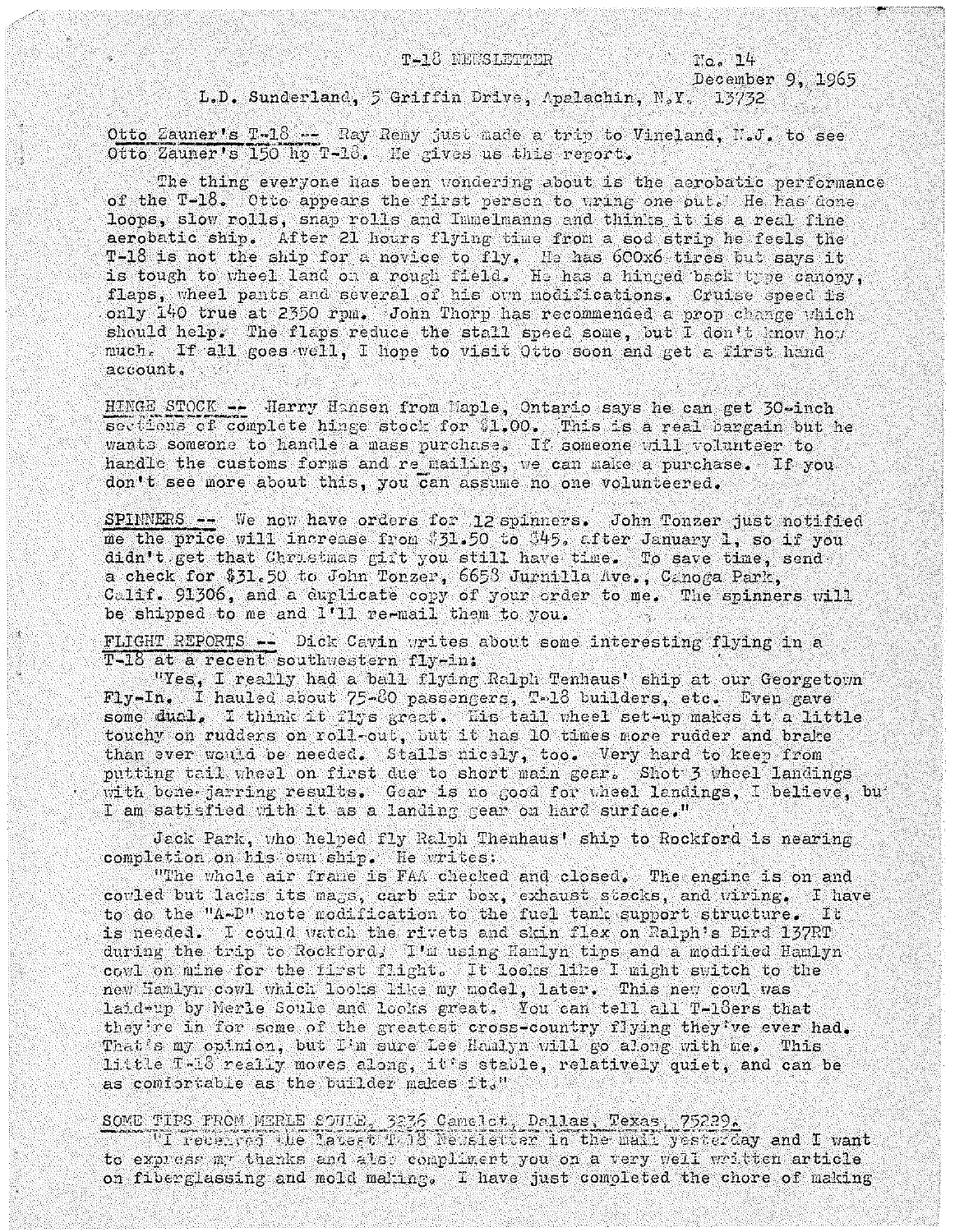T-18 NEWSLETTER No. 14
December 9, 1965

L.D. Sunderland, 5 Griffin Drive, Apalachin, N.Y. 13732

Otto Zauner's T-18 -- Ray Remy just made a trip to Vineland, N.J. to see Otto Zauner's 150 hp T-18. He gives us this report.

The thing everyone has been wondering about is the aerobatic performance of the T-18. Otto appears the first person to wring one out. He has done loops, slow rolls, snap rolls and Immelmanns and thinks it is a real fine aerobatic ship. After 21 hours flying time from a sod strip he feels the T-18 is not the ship for a novice to fly. He has 600x6 tires but says it is tough to wheel land on a rough field. He has a hinged back type canopy, flaps, wheel pants and several of his own modifications. Cruise speed is only 140 true at 2350 rpm. John Thorp has recommended a prop change which should help. The flaps reduce the stall speed some, but I don't know how much. If all goes well, I hope to visit Otto soon and get a first hand account.

HINGE STOCK -- Harry Hansen from Maple, Ontario says he can get 30-inch sections of complete hinge stock for $1.00. This is a real bargain but he wants someone to handle a mass purchase. If someone will volunteer to handle the customs forms and re mailing, we can make a purchase. If you don't see more about this, you can assume no one volunteered.

SPINNERS -- We now have orders for 12 spinners. John Tonzer just notified me the price will increase from $31.50 to $45. after January 1, so if you didn't get that Christmas gift you still have time. To save time, send a check for $31.50 to John Tonzer, 6658 Jurnilla Ave., Canoga Park, Calif. 91306, and a duplicate copy of your order to me. The spinners will be shipped to me and I'll re-mail them to you.

FLIGHT REPORTS -- Dick Cavin writes about some interesting flying in a T-18 at a recent southwestern fly-in:

"Yes, I really had a ball flying Ralph Tenhaus' ship at our Georgetown Fly-In. I hauled about 75-80 passengers, T-18 builders, etc. Even gave some dual. I think it flys great. His tail wheel set-up makes it a little touchy on rudders on roll-out, but it has 10 times more rudder and brake than ever would be needed. Stalls nicely, too. Very hard to keep from putting tail wheel on first due to short main gear. Shot 3 wheel landings with bone-jarring results. Gear is no good for wheel landings, I believe, but I am satisfied with it as a landing gear on hard surface."

Jack Park, who helped fly Ralph Thenhaus' ship to Rockford is nearing completion on his own ship. He writes:

"The whole air frame is FAA checked and closed. The engine is on and cowled but lacks its mags, carb air box, exhaust stacks, and wiring. I have to do the "A-D" note modification to the fuel tank support structure. It is needed. I could watch the rivets and skin flex on Ralph's Bird 137RT during the trip to Rockford. I'm using Hamlyn tips and a modified Hamlyn cowl on mine for the first flight. It looks like I might switch to the new Hamlyn cowl which looks like my model, later. This new cowl was laid-up by Merle Soule and looks great. You can tell all T-18ers that they're in for some of the greatest cross-country flying they've ever had. That's my opinion, but I'm sure Lee Hamlyn will go along with me. This little T-18 really moves along, it's stable, relatively quiet, and can be as comfortable as the builder makes it."

SOME TIPS FROM MERLE SOULE, 3236 Camelot, Dallas, Texas, 75229.

"I received the latest T-18 Newsletter in the mail yesterday and I want to express my thanks and also compliment you on a very well written article on fiberglassing and mold making. I have just completed the chore of making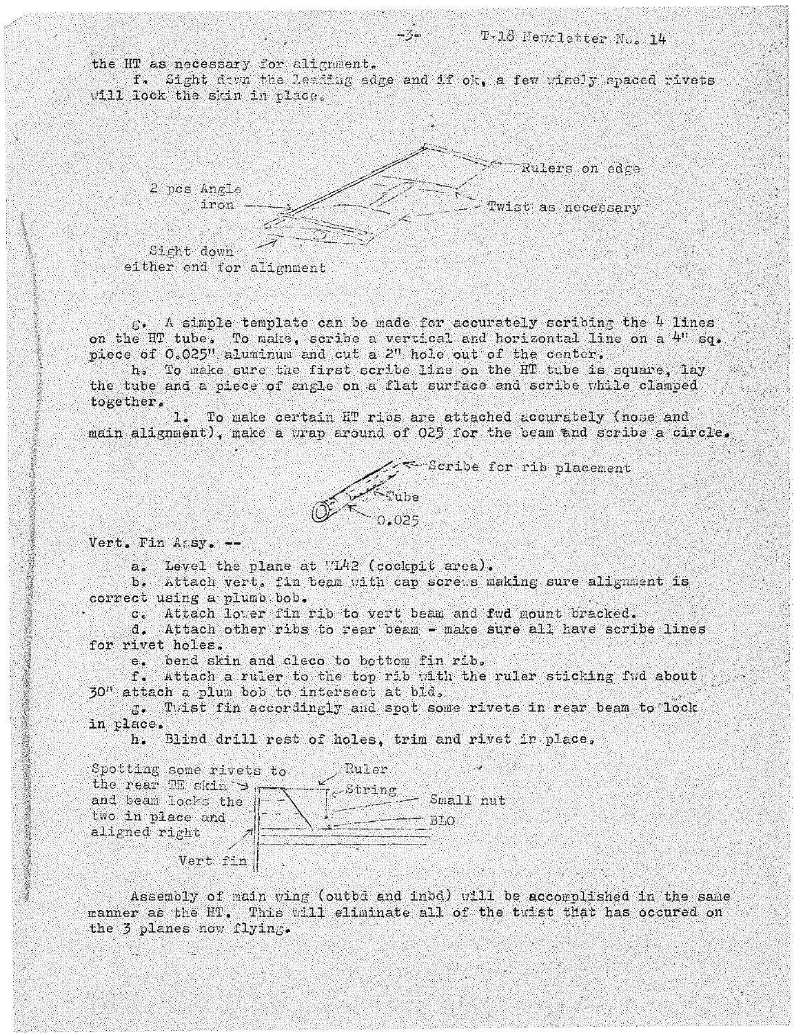the HT as necessary for alignment.

f. Sight down the leading edge and if ok, a few wisely spaced rivets will lock the skin in place.

Rulers on edge

2 pcs Angle iron

Twist as necessary

Sight down either end for alignment

g. A simple template can be made for accurately scribing the 4 lines on the HT tube. To make, scribe a vertical and horizontal line on a 4" sq. piece of 0.025" aluminum and cut a 2" hole out of the center.

h. To make sure the first scribe line on the HT tube is square, lay the tube and a piece of angle on a flat surface and scribe while clamped together.

i. To make certain HT ribs are attached accurately (nose and main alignment), make a wrap around of 025 for the beam and scribe a circle.

Scribe for rib placement

Tube

0.025

Vert. Fin Assy. --

a. Level the plane at WL42 (cockpit area).

b. Attach vert. fin beam with cap screws making sure alignment is correct using a plumb bob.

c. Attach lower fin rib to vert beam and fwd mount bracked.

d. Attach other ribs to rear beam - make sure all have scribe lines for rivet holes.

e. bend skin and cleco to bottom fin rib.

f. Attach a ruler to the top rib with the ruler sticking fwd about 30" attach a plum bob to intersect at bld.

g. Twist fin accordingly and spot some rivets in rear beam to lock in place.

h. Blind drill rest of holes, trim and rivet in place.

Spotting some rivets to the rear TE skin and beam locks the two in place and aligned right

Ruler

String

Small nut

BLO

Vert fin

Assembly of main wing (outbd and inbd) will be accomplished in the same manner as the HT. This will eliminate all of the twist that has occured on the 3 planes now flying.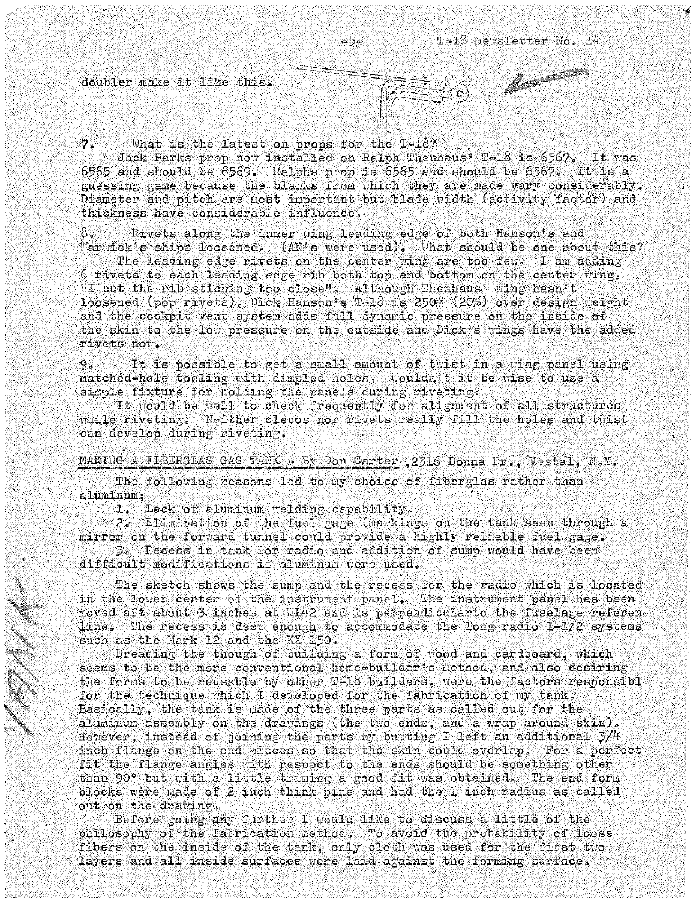doubler make it like this.

7. What is the latest on props for the T-18?

Jack Parks prop now installed on Ralph Thenhaus' T-18 is 6567. It was 6565 and should be 6569. Ralphs prop is 6565 and should be 6567. It is a guessing game because the blanks from which they are made vary considerably. Diameter and pitch are most important but blade width (activity factor) and thickness have considerable influence.

8. Rivets along the inner wing leading edge of both Hanson's and Warwick's ships loosened. (AN's were used). What should be one about this?

The leading edge rivets on the center wing are too few. I am adding 6 rivets to each leading edge rib both top and bottom on the center wing. "I cut the rib stiching too close". Although Thenhaus' wing hasn't loosened (pop rivets), Dick Hanson's T-18 is 250# (20%) over design weight and the cockpit vent system adds full dynamic pressure on the inside of the skin to the low pressure on the outside and Dick's wings have the added rivets now.

9. It is possible to get a small amount of twist in a wing panel using matched-hole tooling with dimpled holes. Wouldn't it be wise to use a simple fixture for holding the panels during riveting?

It would be well to check frequently for alignment of all structures while riveting. Neither clecos nor rivets really fill the holes and twist can develop during riveting.

MAKING A FIBERGLAS GAS TANK - By Don Carter ,2316 Donna Dr., Vestal, N.Y.

The following reasons led to my choice of fiberglas rather than aluminum;

1. Lack of aluminum welding capability.
2. Elimination of the fuel gage (markings on the tank seen through a mirror on the forward tunnel could provide a highly reliable fuel gage.
3. Recess in tank for radio and addition of sump would have been difficult modifications if aluminum were used.

The sketch shows the sump and the recess for the radio which is located in the lower center of the instrument panel. The instrument panel has been moved aft about 3 inches at WL42 and is perpendicularto the fuselage referen line. The recess is deep enough to accommodate the long radio 1-1/2 systems such as the Mark 12 and the KX 150.

Dreading the though of building a form of wood and cardboard, which seems to be the more conventional home-builder's method, and also desiring the forms to be reusable by other T-18 builders, were the factors responsibl for the technique which I developed for the fabrication of my tank. Basically, the tank is made of the three parts as called out for the aluminum assembly on the drawings (the two ends, and a wrap around skin). However, instead of joining the parts by butting I left an additional 3/4 inch flange on the end pieces so that the skin could overlap. For a perfect fit the flange angles with respect to the ends should be something other than 90° but with a little triming a good fit was obtained. The end form blocks were made of 2 inch think pine and had the 1 inch radius as called out on the drawing.

Before going any further I would like to discuss a little of the philosophy of the fabrication method. To avoid the probability of loose fibers on the inside of the tank, only cloth was used for the first two layers and all inside surfaces were laid against the forming surface.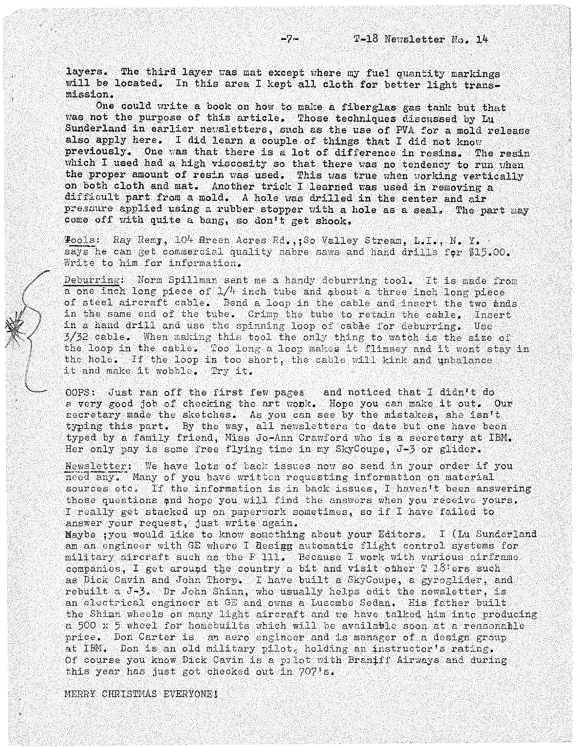layers. The third layer was mat except where my fuel quantity markings will be located. In this area I kept all cloth for better light transmission.

One could write a book on how to make a fiberglas gas tank but that was not the purpose of this article. Those techniques discussed by Lu Sunderland in earlier newsletters, such as the use of PVA for a mold release also apply here. I did learn a couple of things that I did not know previously. One was that there is a lot of difference in resins. The resin which I used had a high viscosity so that there was no tendency to run when the proper amount of resin was used. This was true when working vertically on both cloth and mat. Another trick I learned was used in removing a difficult part from a mold. A hole was drilled in the center and air pressure applied using a rubber stopper with a hole as a seal. The part may come off with quite a bang, so don't get shook.

Tools: Ray Remy, 104 Green Acres Rd.,;So Valley Stream, L.I., N. Y. says he can get commercial quality sabre saws and hand drills for $15.00. Write to him for information.

Deburring: Norm Spillman sent me a handy deburring tool. It is made from a one inch long piece of 1/4 inch tube and about a three inch long piece of steel aircraft cable. Bend a loop in the cable and insert the two ends in the same end of the tube. Crimp the tube to retain the cable. Insert in a hand drill and use the spinning loop of cabke for deburring. Use 3/32 cable. When making this tool the only thing to watch is the size of the loop in the cable. Too long a loop makes it flimsey and it wont stay in the hole. If the loop is too short, the cable will kink and unbalance it and make it wobble. Try it.

OOPS: Just ran off the first few pages and noticed that I didn't do a very good job of checking the art work. Hope you can make it out. Our secretary made the sketches. As you can see by the mistakes, she isn't typing this part. By the way, all newsletters to date but one have been typed by a family friend, Miss Jo-Ann Crawford who is a secretary at IBM. Her only pay is some free flying time in my SkyCoupe, J-3 or glider.

Newsletter: We have lots of back issues now so send in your order if you need any. Many of you have written requesting information on material sources etc. If the information is in back issues, I haven't been answering those questions and hope you will find the answers when you receive yours. I really get stacked up on paperwork sometimes, so if I have failed to answer your request, just write again.

Maybe ;you would like to know something about your Editors. I (Lu Sunderland am an engineer with GE where I design automatic flight control systems for military aircraft such as the F 111. Because I work with various airframe companies, I get around the country a bit and visit other T 18'ers such as Dick Cavin and John Thorp. I have built a SkyCoupe, a gyroglider, and rebuilt a J-3. Dr John Shinn, who usually helps edit the newsletter, is an electrical engineer at GE and owns a Luscombe Sedan. His father built the Shinn wheels on many light aircraft and we have talked him into producing a 500 x 5 wheel for homebuilts which will be available soon at a reasonable price. Don Carter is an aero engineer and is manager of a design group at IBM. Don is an old military pilot, holding an instructor's rating. Of course you know Dick Cavin is a pilot with Braniff Airways and during this year has just got checked out in 707's.

MERRY CHRISTMAS EVERYONE!